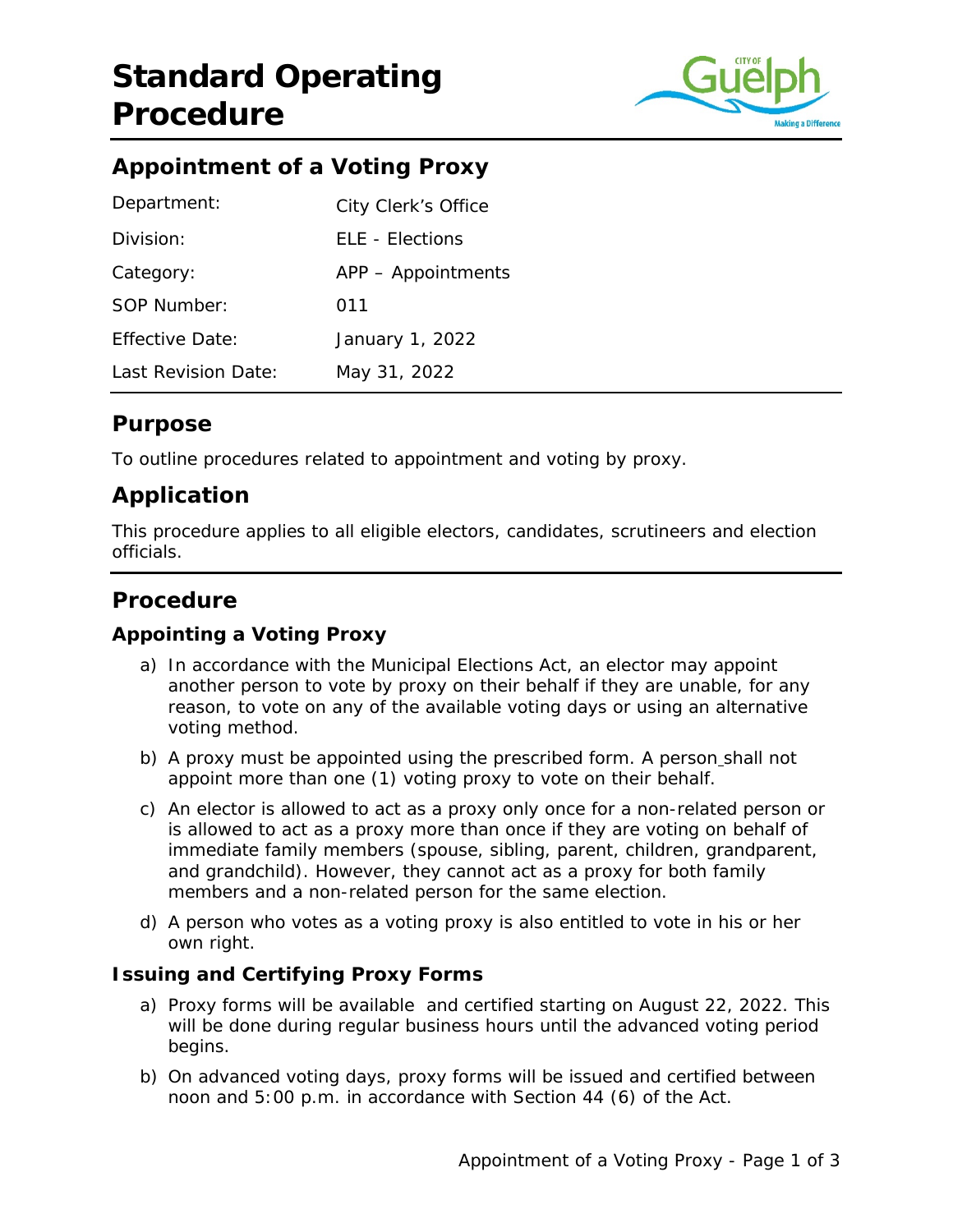# Standard Operating Procedure

## Appointment of a Voting Proxy

| | |
|---|---|
| Department: | City Clerk's Office |
| Division: | ELE - Elections |
| Category: | APP – Appointments |
| SOP Number: | 011 |
| Effective Date: | January 1, 2022 |
| Last Revision Date: | May 31, 2022 |

## Purpose

To outline procedures related to appointment and voting by proxy.

## Application

This procedure applies to all eligible electors, candidates, scrutineers and election officials.

## Procedure

### Appointing a Voting Proxy

a) In accordance with the Municipal Elections Act, an elector may appoint another person to vote by proxy on their behalf if they are unable, for any reason, to vote on any of the available voting days or using an alternative voting method.

b) A proxy must be appointed using the prescribed form. A person shall not appoint more than one (1) voting proxy to vote on their behalf.

c) An elector is allowed to act as a proxy only once for a non-related person or is allowed to act as a proxy more than once if they are voting on behalf of immediate family members (spouse, sibling, parent, children, grandparent, and grandchild). However, they cannot act as a proxy for both family members and a non-related person for the same election.

d) A person who votes as a voting proxy is also entitled to vote in his or her own right.

### Issuing and Certifying Proxy Forms

a) Proxy forms will be available and certified starting on August 22, 2022. This will be done during regular business hours until the advanced voting period begins.

b) On advanced voting days, proxy forms will be issued and certified between noon and 5:00 p.m. in accordance with Section 44 (6) of the Act.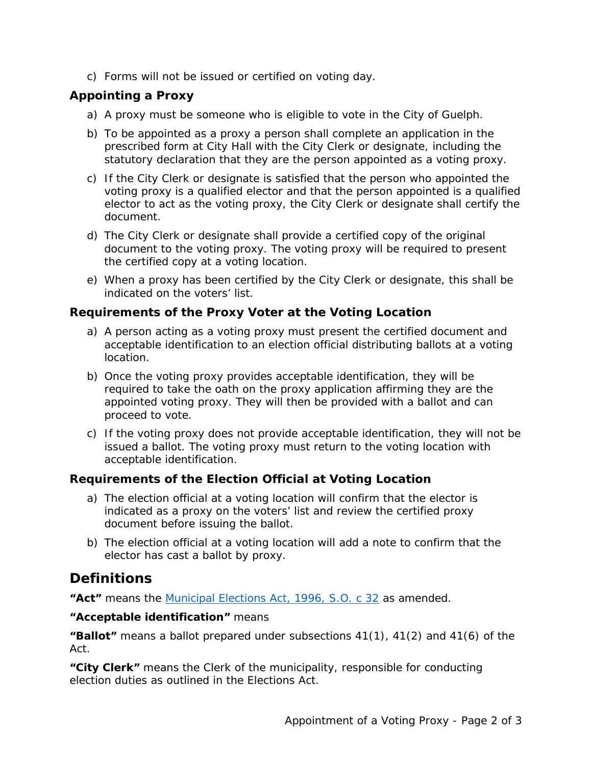c) Forms will not be issued or certified on voting day.

### Appointing a Proxy

a) A proxy must be someone who is eligible to vote in the City of Guelph.

b) To be appointed as a proxy a person shall complete an application in the prescribed form at City Hall with the City Clerk or designate, including the statutory declaration that they are the person appointed as a voting proxy.

c) If the City Clerk or designate is satisfied that the person who appointed the voting proxy is a qualified elector and that the person appointed is a qualified elector to act as the voting proxy, the City Clerk or designate shall certify the document.

d) The City Clerk or designate shall provide a certified copy of the original document to the voting proxy. The voting proxy will be required to present the certified copy at a voting location.

e) When a proxy has been certified by the City Clerk or designate, this shall be indicated on the voters' list.

### Requirements of the Proxy Voter at the Voting Location

a) A person acting as a voting proxy must present the certified document and acceptable identification to an election official distributing ballots at a voting location.

b) Once the voting proxy provides acceptable identification, they will be required to take the oath on the proxy application affirming they are the appointed voting proxy. They will then be provided with a ballot and can proceed to vote.

c) If the voting proxy does not provide acceptable identification, they will not be issued a ballot. The voting proxy must return to the voting location with acceptable identification.

### Requirements of the Election Official at Voting Location

a) The election official at a voting location will confirm that the elector is indicated as a proxy on the voters' list and review the certified proxy document before issuing the ballot.

b) The election official at a voting location will add a note to confirm that the elector has cast a ballot by proxy.

## Definitions

**"Act"** means the [Municipal Elections Act, 1996, S.O. c 32]() as amended.

**"Acceptable identification"** means

**"Ballot"** means a ballot prepared under subsections 41(1), 41(2) and 41(6) of the Act.

**"City Clerk"** means the Clerk of the municipality, responsible for conducting election duties as outlined in the Elections Act.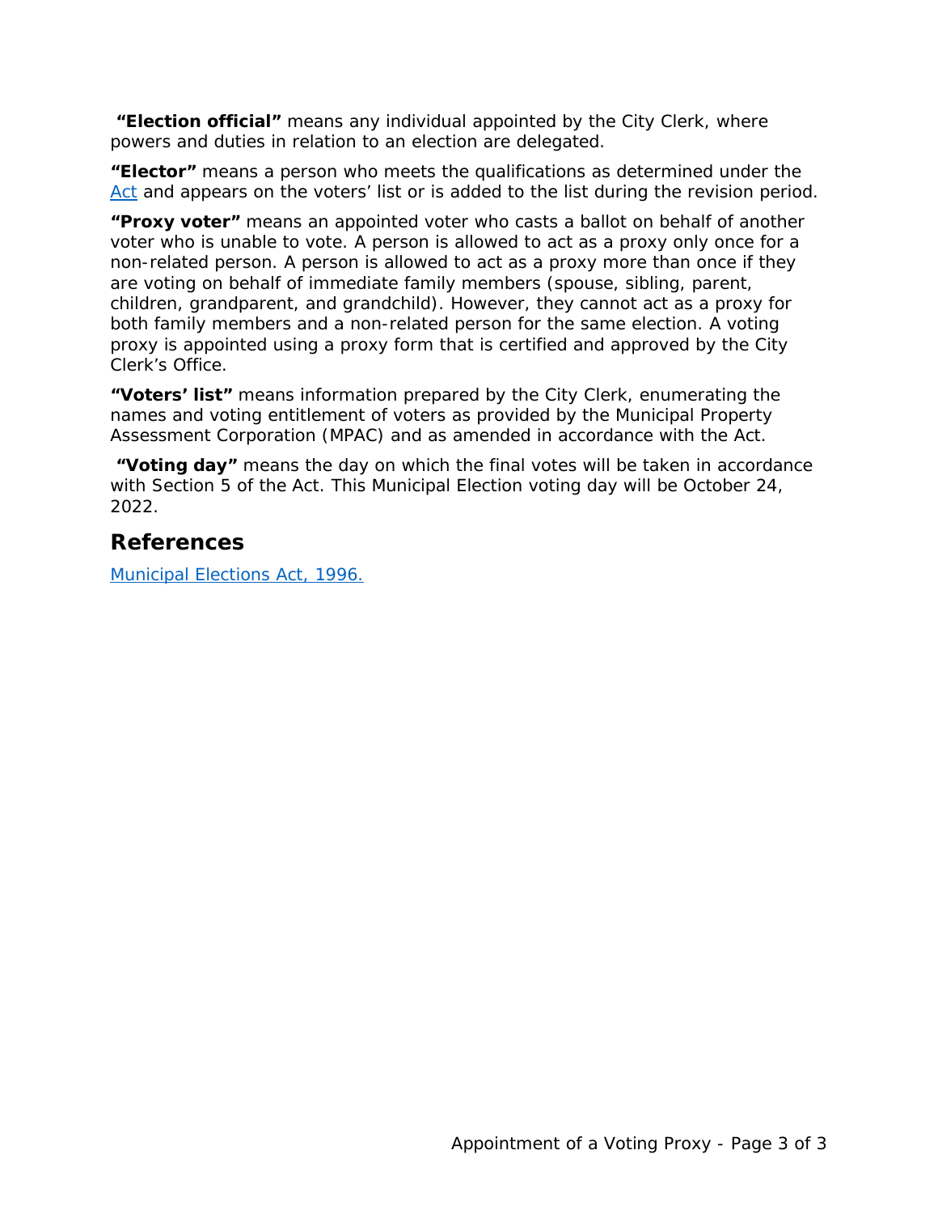**"Election official"** means any individual appointed by the City Clerk, where powers and duties in relation to an election are delegated.

**"Elector"** means a person who meets the qualifications as determined under the Act and appears on the voters' list or is added to the list during the revision period.

**"Proxy voter"** means an appointed voter who casts a ballot on behalf of another voter who is unable to vote. A person is allowed to act as a proxy only once for a non-related person. A person is allowed to act as a proxy more than once if they are voting on behalf of immediate family members (spouse, sibling, parent, children, grandparent, and grandchild). However, they cannot act as a proxy for both family members and a non-related person for the same election. A voting proxy is appointed using a proxy form that is certified and approved by the City Clerk's Office.

**"Voters' list"** means information prepared by the City Clerk, enumerating the names and voting entitlement of voters as provided by the Municipal Property Assessment Corporation (MPAC) and as amended in accordance with the Act.

**"Voting day"** means the day on which the final votes will be taken in accordance with Section 5 of the Act. This Municipal Election voting day will be October 24, 2022.

## References

Municipal Elections Act, 1996.